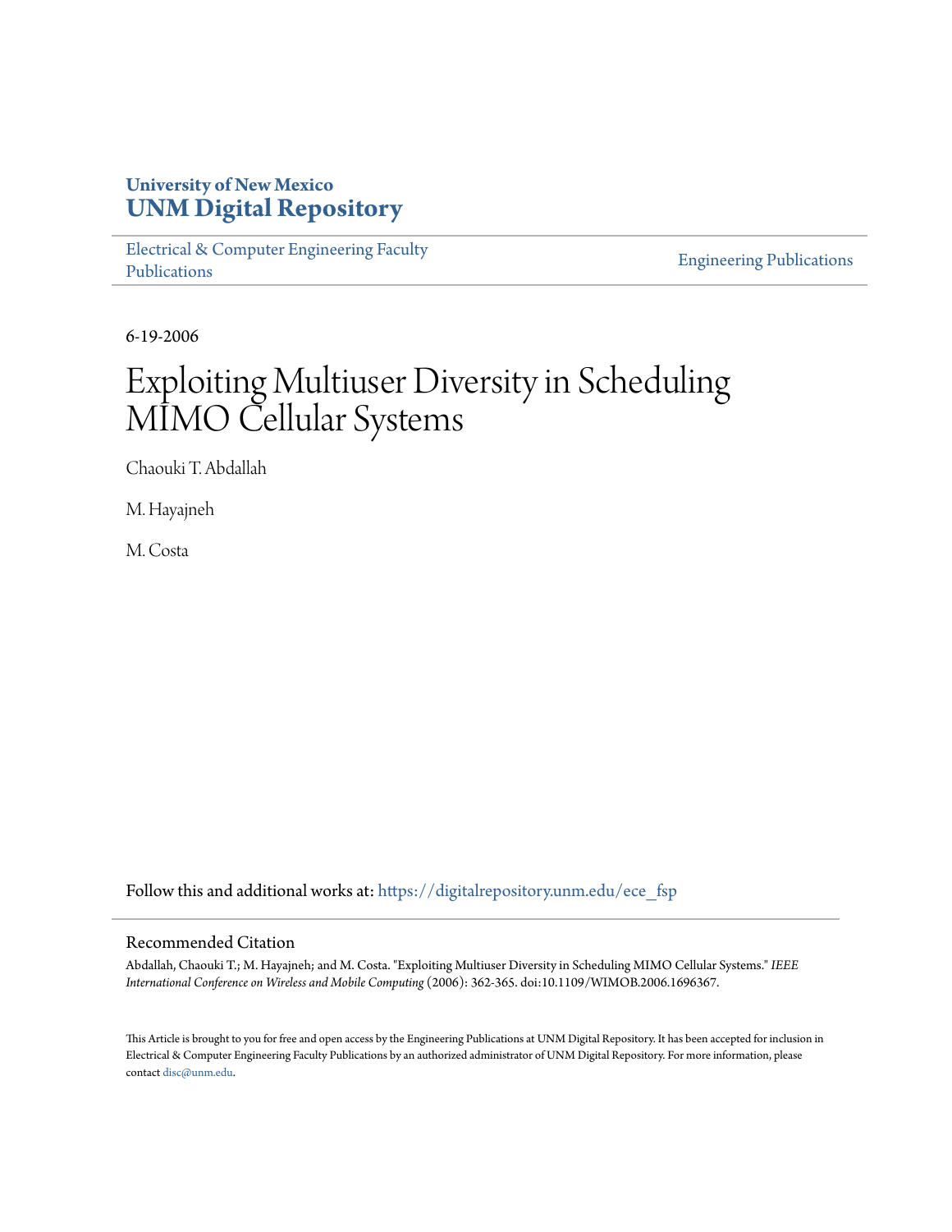University of New Mexico
**UNM Digital Repository**

Electrical & Computer Engineering Faculty Publications

Engineering Publications

6-19-2006

# Exploiting Multiuser Diversity in Scheduling MIMO Cellular Systems

Chaouki T. Abdallah

M. Hayajneh

M. Costa

Follow this and additional works at: https://digitalrepository.unm.edu/ece_fsp

## Recommended Citation

Abdallah, Chaouki T.; M. Hayajneh; and M. Costa. "Exploiting Multiuser Diversity in Scheduling MIMO Cellular Systems." *IEEE International Conference on Wireless and Mobile Computing* (2006): 362-365. doi:10.1109/WIMOB.2006.1696367.

This Article is brought to you for free and open access by the Engineering Publications at UNM Digital Repository. It has been accepted for inclusion in Electrical & Computer Engineering Faculty Publications by an authorized administrator of UNM Digital Repository. For more information, please contact disc@unm.edu.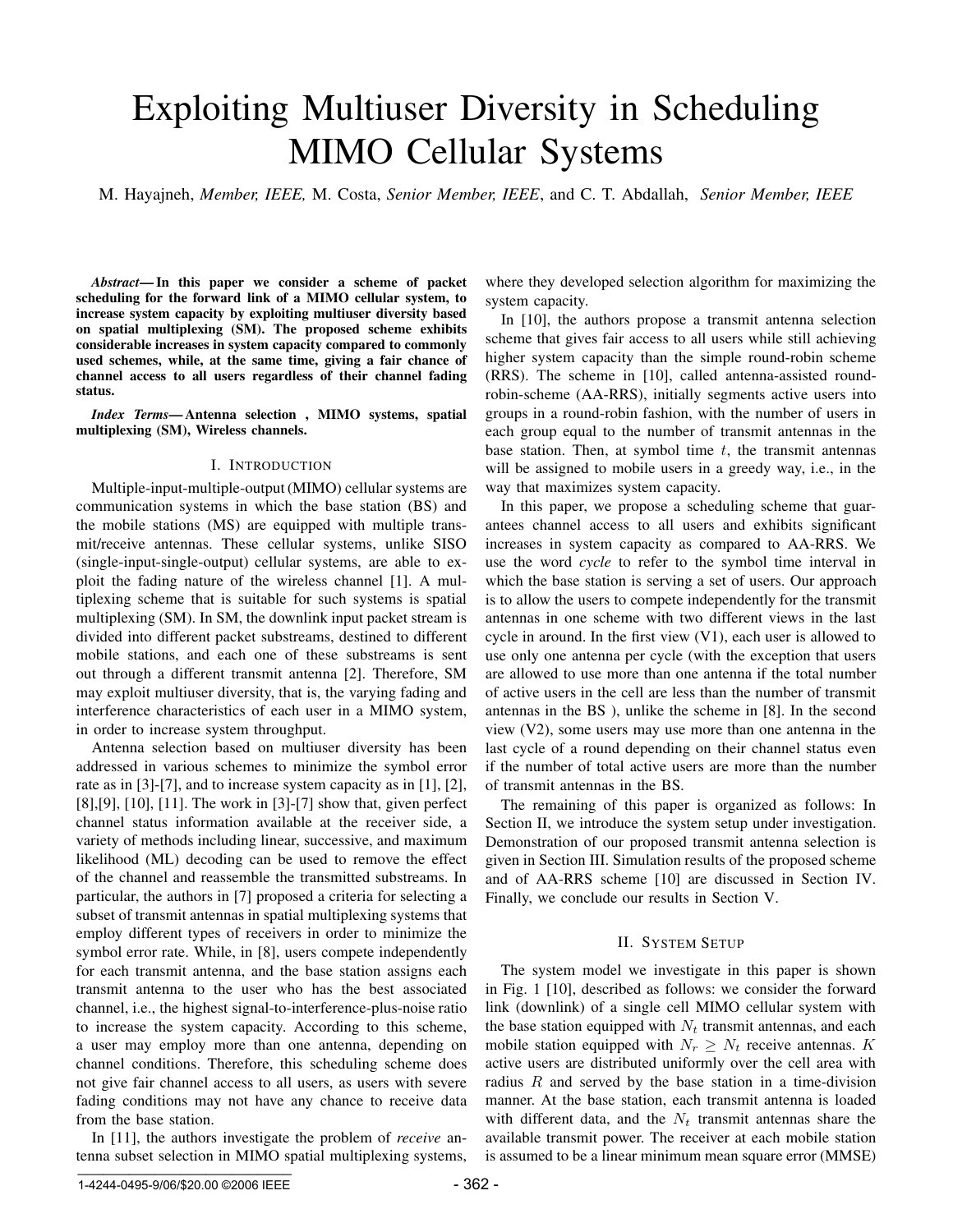# Exploiting Multiuser Diversity in Scheduling MIMO Cellular Systems

M. Hayajneh, *Member, IEEE,* M. Costa, *Senior Member, IEEE*, and C. T. Abdallah, *Senior Member, IEEE*

***Abstract*— In this paper we consider a scheme of packet scheduling for the forward link of a MIMO cellular system, to increase system capacity by exploiting multiuser diversity based on spatial multiplexing (SM). The proposed scheme exhibits considerable increases in system capacity compared to commonly used schemes, while, at the same time, giving a fair chance of channel access to all users regardless of their channel fading status.**

***Index Terms*— Antenna selection , MIMO systems, spatial multiplexing (SM), Wireless channels.**

## I. Introduction

Multiple-input-multiple-output (MIMO) cellular systems are communication systems in which the base station (BS) and the mobile stations (MS) are equipped with multiple transmit/receive antennas. These cellular systems, unlike SISO (single-input-single-output) cellular systems, are able to exploit the fading nature of the wireless channel [1]. A multiplexing scheme that is suitable for such systems is spatial multiplexing (SM). In SM, the downlink input packet stream is divided into different packet substreams, destined to different mobile stations, and each one of these substreams is sent out through a different transmit antenna [2]. Therefore, SM may exploit multiuser diversity, that is, the varying fading and interference characteristics of each user in a MIMO system, in order to increase system throughput.

Antenna selection based on multiuser diversity has been addressed in various schemes to minimize the symbol error rate as in [3]-[7], and to increase system capacity as in [1], [2], [8],[9], [10], [11]. The work in [3]-[7] show that, given perfect channel status information available at the receiver side, a variety of methods including linear, successive, and maximum likelihood (ML) decoding can be used to remove the effect of the channel and reassemble the transmitted substreams. In particular, the authors in [7] proposed a criteria for selecting a subset of transmit antennas in spatial multiplexing systems that employ different types of receivers in order to minimize the symbol error rate. While, in [8], users compete independently for each transmit antenna, and the base station assigns each transmit antenna to the user who has the best associated channel, i.e., the highest signal-to-interference-plus-noise ratio to increase the system capacity. According to this scheme, a user may employ more than one antenna, depending on channel conditions. Therefore, this scheduling scheme does not give fair channel access to all users, as users with severe fading conditions may not have any chance to receive data from the base station.

In [11], the authors investigate the problem of *receive* antenna subset selection in MIMO spatial multiplexing systems, where they developed selection algorithm for maximizing the system capacity.

In [10], the authors propose a transmit antenna selection scheme that gives fair access to all users while still achieving higher system capacity than the simple round-robin scheme (RRS). The scheme in [10], called antenna-assisted round-robin-scheme (AA-RRS), initially segments active users into groups in a round-robin fashion, with the number of users in each group equal to the number of transmit antennas in the base station. Then, at symbol time $t$, the transmit antennas will be assigned to mobile users in a greedy way, i.e., in the way that maximizes system capacity.

In this paper, we propose a scheduling scheme that guarantees channel access to all users and exhibits significant increases in system capacity as compared to AA-RRS. We use the word *cycle* to refer to the symbol time interval in which the base station is serving a set of users. Our approach is to allow the users to compete independently for the transmit antennas in one scheme with two different views in the last cycle in around. In the first view (V1), each user is allowed to use only one antenna per cycle (with the exception that users are allowed to use more than one antenna if the total number of active users in the cell are less than the number of transmit antennas in the BS ), unlike the scheme in [8]. In the second view (V2), some users may use more than one antenna in the last cycle of a round depending on their channel status even if the number of total active users are more than the number of transmit antennas in the BS.

The remaining of this paper is organized as follows: In Section II, we introduce the system setup under investigation. Demonstration of our proposed transmit antenna selection is given in Section III. Simulation results of the proposed scheme and of AA-RRS scheme [10] are discussed in Section IV. Finally, we conclude our results in Section V.

## II. System Setup

The system model we investigate in this paper is shown in Fig. 1 [10], described as follows: we consider the forward link (downlink) of a single cell MIMO cellular system with the base station equipped with $N_t$ transmit antennas, and each mobile station equipped with $N_r \geq N_t$ receive antennas. $K$ active users are distributed uniformly over the cell area with radius $R$ and served by the base station in a time-division manner. At the base station, each transmit antenna is loaded with different data, and the $N_t$ transmit antennas share the available transmit power. The receiver at each mobile station is assumed to be a linear minimum mean square error (MMSE)

1-4244-0495-9/06/$20.00 ©2006 IEEE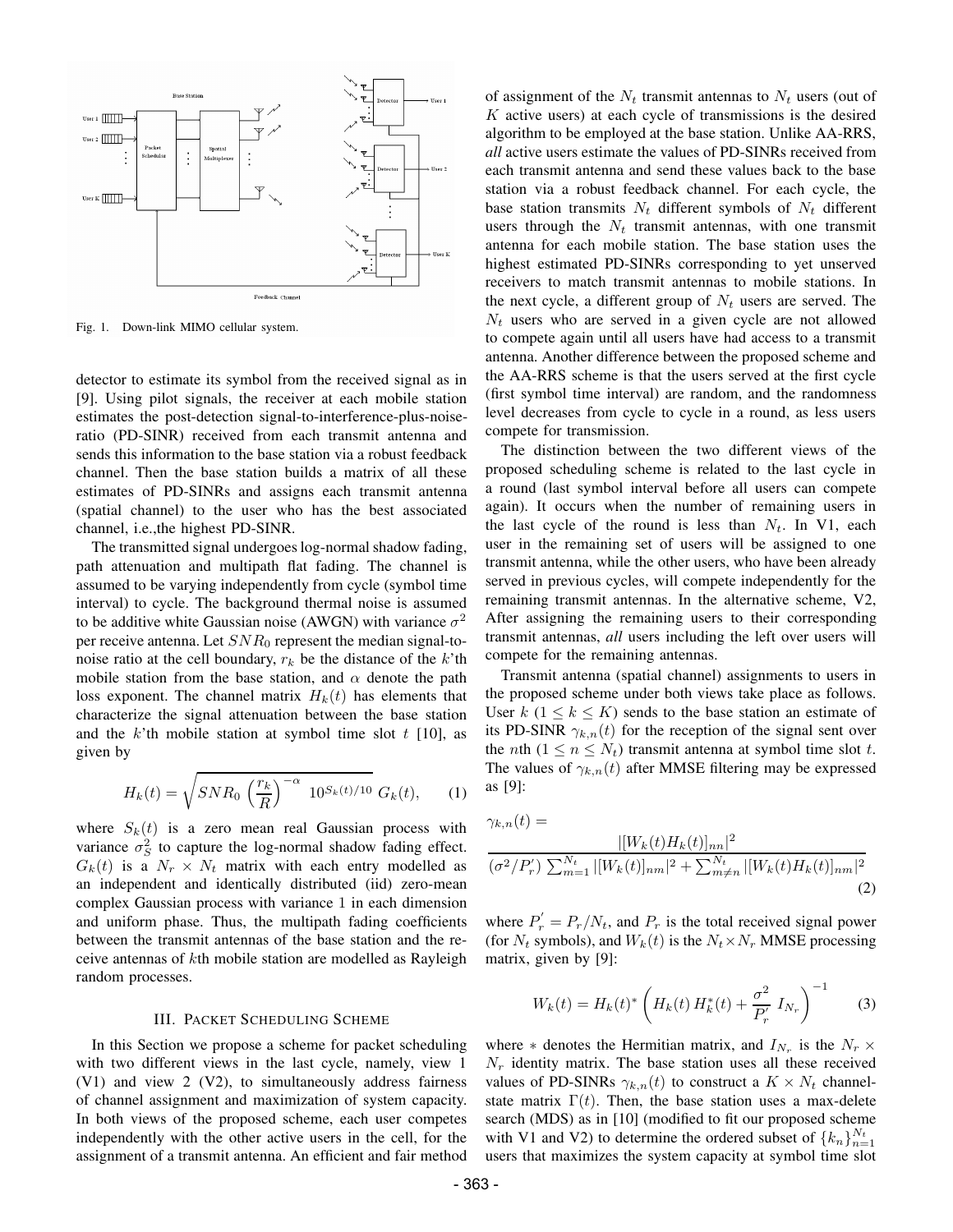Fig. 1. Down-link MIMO cellular system.

detector to estimate its symbol from the received signal as in [9]. Using pilot signals, the receiver at each mobile station estimates the post-detection signal-to-interference-plus-noise-ratio (PD-SINR) received from each transmit antenna and sends this information to the base station via a robust feedback channel. Then the base station builds a matrix of all these estimates of PD-SINRs and assigns each transmit antenna (spatial channel) to the user who has the best associated channel, i.e.,the highest PD-SINR.

The transmitted signal undergoes log-normal shadow fading, path attenuation and multipath flat fading. The channel is assumed to be varying independently from cycle (symbol time interval) to cycle. The background thermal noise is assumed to be additive white Gaussian noise (AWGN) with variance $\sigma^2$ per receive antenna. Let $SNR_0$ represent the median signal-to-noise ratio at the cell boundary, $r_k$ be the distance of the $k$'th mobile station from the base station, and $\alpha$ denote the path loss exponent. The channel matrix $H_k(t)$ has elements that characterize the signal attenuation between the base station and the $k$'th mobile station at symbol time slot $t$ [10], as given by

$$H_k(t) = \sqrt{SNR_0 \left(\frac{r_k}{R}\right)^{-\alpha} 10^{S_k(t)/10}}\; G_k(t), \qquad (1)$$

where $S_k(t)$ is a zero mean real Gaussian process with variance $\sigma_S^2$ to capture the log-normal shadow fading effect. $G_k(t)$ is a $N_r \times N_t$ matrix with each entry modelled as an independent and identically distributed (iid) zero-mean complex Gaussian process with variance 1 in each dimension and uniform phase. Thus, the multipath fading coefficients between the transmit antennas of the base station and the receive antennas of $k$th mobile station are modelled as Rayleigh random processes.

## III. Packet Scheduling Scheme

In this Section we propose a scheme for packet scheduling with two different views in the last cycle, namely, view 1 (V1) and view 2 (V2), to simultaneously address fairness of channel assignment and maximization of system capacity. In both views of the proposed scheme, each user competes independently with the other active users in the cell, for the assignment of a transmit antenna. An efficient and fair method of assignment of the $N_t$ transmit antennas to $N_t$ users (out of $K$ active users) at each cycle of transmissions is the desired algorithm to be employed at the base station. Unlike AA-RRS, *all* active users estimate the values of PD-SINRs received from each transmit antenna and send these values back to the base station via a robust feedback channel. For each cycle, the base station transmits $N_t$ different symbols of $N_t$ different users through the $N_t$ transmit antennas, with one transmit antenna for each mobile station. The base station uses the highest estimated PD-SINRs corresponding to yet unserved receivers to match transmit antennas to mobile stations. In the next cycle, a different group of $N_t$ users are served. The $N_t$ users who are served in a given cycle are not allowed to compete again until all users have had access to a transmit antenna. Another difference between the proposed scheme and the AA-RRS scheme is that the users served at the first cycle (first symbol time interval) are random, and the randomness level decreases from cycle to cycle in a round, as less users compete for transmission.

The distinction between the two different views of the proposed scheduling scheme is related to the last cycle in a round (last symbol interval before all users can compete again). It occurs when the number of remaining users in the last cycle of the round is less than $N_t$. In V1, each user in the remaining set of users will be assigned to one transmit antenna, while the other users, who have been already served in previous cycles, will compete independently for the remaining transmit antennas. In the alternative scheme, V2, After assigning the remaining users to their corresponding transmit antennas, *all* users including the left over users will compete for the remaining antennas.

Transmit antenna (spatial channel) assignments to users in the proposed scheme under both views take place as follows. User $k$ ($1 \le k \le K$) sends to the base station an estimate of its PD-SINR $\gamma_{k,n}(t)$ for the reception of the signal sent over the $n$th ($1 \le n \le N_t$) transmit antenna at symbol time slot $t$. The values of $\gamma_{k,n}(t)$ after MMSE filtering may be expressed as [9]:

$$\gamma_{k,n}(t) = \frac{|[W_k(t)H_k(t)]_{nn}|^2}{(\sigma^2/P_r^{'}) \sum_{m=1}^{N_t} |[W_k(t)]_{nm}|^2 + \sum_{m\neq n}^{N_t} |[W_k(t)H_k(t)]_{nm}|^2} \qquad (2)$$

where $P_r^{'} = P_r/N_t$, and $P_r$ is the total received signal power (for $N_t$ symbols), and $W_k(t)$ is the $N_t \times N_r$ MMSE processing matrix, given by [9]:

$$W_k(t) = H_k(t)^* \left( H_k(t)\, H_k^*(t) + \frac{\sigma^2}{P_r^{'}}\; I_{N_r} \right)^{-1} \qquad (3)$$

where $*$ denotes the Hermitian matrix, and $I_{N_r}$ is the $N_r \times N_r$ identity matrix. The base station uses all these received values of PD-SINRs $\gamma_{k,n}(t)$ to construct a $K \times N_t$ channel-state matrix $\Gamma(t)$. Then, the base station uses a max-delete search (MDS) as in [10] (modified to fit our proposed scheme with V1 and V2) to determine the ordered subset of $\{k_n\}_{n=1}^{N_t}$ users that maximizes the system capacity at symbol time slot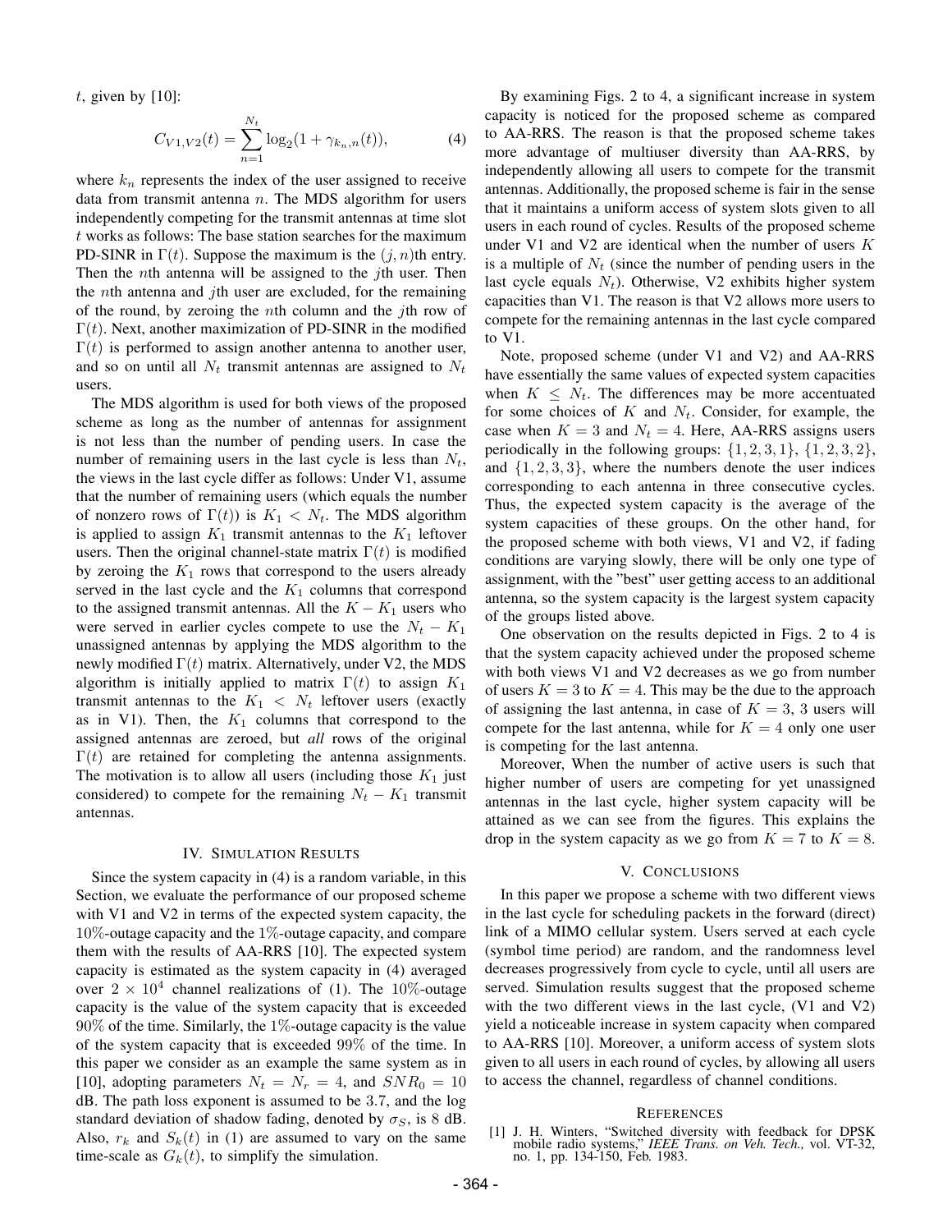$t$, given by [10]:

$$C_{V1,V2}(t) = \sum_{n=1}^{N_t} \log_2(1 + \gamma_{k_n,n}(t)), \tag{4}$$

where $k_n$ represents the index of the user assigned to receive data from transmit antenna $n$. The MDS algorithm for users independently competing for the transmit antennas at time slot $t$ works as follows: The base station searches for the maximum PD-SINR in $\Gamma(t)$. Suppose the maximum is the $(j, n)$th entry. Then the $n$th antenna will be assigned to the $j$th user. Then the $n$th antenna and $j$th user are excluded, for the remaining of the round, by zeroing the $n$th column and the $j$th row of $\Gamma(t)$. Next, another maximization of PD-SINR in the modified $\Gamma(t)$ is performed to assign another antenna to another user, and so on until all $N_t$ transmit antennas are assigned to $N_t$ users.

The MDS algorithm is used for both views of the proposed scheme as long as the number of antennas for assignment is not less than the number of pending users. In case the number of remaining users in the last cycle is less than $N_t$, the views in the last cycle differ as follows: Under V1, assume that the number of remaining users (which equals the number of nonzero rows of $\Gamma(t)$) is $K_1 < N_t$. The MDS algorithm is applied to assign $K_1$ transmit antennas to the $K_1$ leftover users. Then the original channel-state matrix $\Gamma(t)$ is modified by zeroing the $K_1$ rows that correspond to the users already served in the last cycle and the $K_1$ columns that correspond to the assigned transmit antennas. All the $K - K_1$ users who were served in earlier cycles compete to use the $N_t - K_1$ unassigned antennas by applying the MDS algorithm to the newly modified $\Gamma(t)$ matrix. Alternatively, under V2, the MDS algorithm is initially applied to matrix $\Gamma(t)$ to assign $K_1$ transmit antennas to the $K_1 < N_t$ leftover users (exactly as in V1). Then, the $K_1$ columns that correspond to the assigned antennas are zeroed, but *all* rows of the original $\Gamma(t)$ are retained for completing the antenna assignments. The motivation is to allow all users (including those $K_1$ just considered) to compete for the remaining $N_t - K_1$ transmit antennas.

## IV. Simulation Results

Since the system capacity in (4) is a random variable, in this Section, we evaluate the performance of our proposed scheme with V1 and V2 in terms of the expected system capacity, the $10\%$-outage capacity and the $1\%$-outage capacity, and compare them with the results of AA-RRS [10]. The expected system capacity is estimated as the system capacity in (4) averaged over $2 \times 10^4$ channel realizations of (1). The $10\%$-outage capacity is the value of the system capacity that is exceeded $90\%$ of the time. Similarly, the $1\%$-outage capacity is the value of the system capacity that is exceeded $99\%$ of the time. In this paper we consider as an example the same system as in [10], adopting parameters $N_t = N_r = 4$, and $SNR_0 = 10$ dB. The path loss exponent is assumed to be 3.7, and the log standard deviation of shadow fading, denoted by $\sigma_S$, is 8 dB. Also, $r_k$ and $S_k(t)$ in (1) are assumed to vary on the same time-scale as $G_k(t)$, to simplify the simulation.

By examining Figs. 2 to 4, a significant increase in system capacity is noticed for the proposed scheme as compared to AA-RRS. The reason is that the proposed scheme takes more advantage of multiuser diversity than AA-RRS, by independently allowing all users to compete for the transmit antennas. Additionally, the proposed scheme is fair in the sense that it maintains a uniform access of system slots given to all users in each round of cycles. Results of the proposed scheme under V1 and V2 are identical when the number of users $K$ is a multiple of $N_t$ (since the number of pending users in the last cycle equals $N_t$). Otherwise, V2 exhibits higher system capacities than V1. The reason is that V2 allows more users to compete for the remaining antennas in the last cycle compared to V1.

Note, proposed scheme (under V1 and V2) and AA-RRS have essentially the same values of expected system capacities when $K \leq N_t$. The differences may be more accentuated for some choices of $K$ and $N_t$. Consider, for example, the case when $K = 3$ and $N_t = 4$. Here, AA-RRS assigns users periodically in the following groups: $\{1, 2, 3, 1\}$, $\{1, 2, 3, 2\}$, and $\{1, 2, 3, 3\}$, where the numbers denote the user indices corresponding to each antenna in three consecutive cycles. Thus, the expected system capacity is the average of the system capacities of these groups. On the other hand, for the proposed scheme with both views, V1 and V2, if fading conditions are varying slowly, there will be only one type of assignment, with the "best" user getting access to an additional antenna, so the system capacity is the largest system capacity of the groups listed above.

One observation on the results depicted in Figs. 2 to 4 is that the system capacity achieved under the proposed scheme with both views V1 and V2 decreases as we go from number of users $K = 3$ to $K = 4$. This may be the due to the approach of assigning the last antenna, in case of $K = 3$, 3 users will compete for the last antenna, while for $K = 4$ only one user is competing for the last antenna.

Moreover, When the number of active users is such that higher number of users are competing for yet unassigned antennas in the last cycle, higher system capacity will be attained as we can see from the figures. This explains the drop in the system capacity as we go from $K = 7$ to $K = 8$.

## V. Conclusions

In this paper we propose a scheme with two different views in the last cycle for scheduling packets in the forward (direct) link of a MIMO cellular system. Users served at each cycle (symbol time period) are random, and the randomness level decreases progressively from cycle to cycle, until all users are served. Simulation results suggest that the proposed scheme with the two different views in the last cycle, (V1 and V2) yield a noticeable increase in system capacity when compared to AA-RRS [10]. Moreover, a uniform access of system slots given to all users in each round of cycles, by allowing all users to access the channel, regardless of channel conditions.

## References

[1] J. H. Winters, "Switched diversity with feedback for DPSK mobile radio systems," *IEEE Trans. on Veh. Tech.,* vol. VT-32, no. 1, pp. 134-150, Feb. 1983.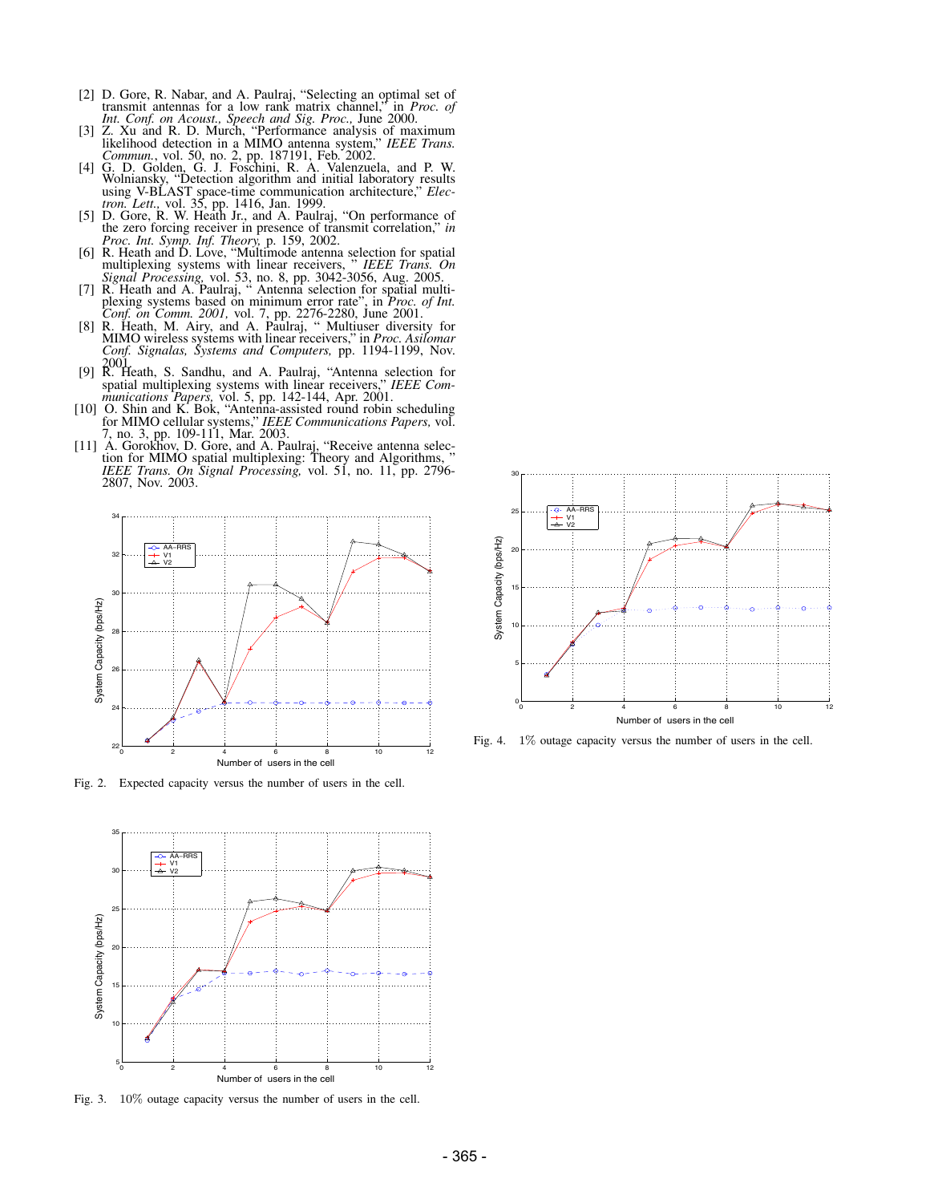[2] D. Gore, R. Nabar, and A. Paulraj, "Selecting an optimal set of transmit antennas for a low rank matrix channel," in *Proc. of Int. Conf. on Acoust., Speech and Sig. Proc.,* June 2000.

[3] Z. Xu and R. D. Murch, "Performance analysis of maximum likelihood detection in a MIMO antenna system," *IEEE Trans. Commun.*, vol. 50, no. 2, pp. 187191, Feb. 2002.

[4] G. D. Golden, G. J. Foschini, R. A. Valenzuela, and P. W. Wolniansky, "Detection algorithm and initial laboratory results using V-BLAST space-time communication architecture," *Electron. Lett.,* vol. 35, pp. 1416, Jan. 1999.

[5] D. Gore, R. W. Heath Jr., and A. Paulraj, "On performance of the zero forcing receiver in presence of transmit correlation," *in Proc. Int. Symp. Inf. Theory,* p. 159, 2002.

[6] R. Heath and D. Love, "Multimode antenna selection for spatial multiplexing systems with linear receivers, " *IEEE Trans. On Signal Processing,* vol. 53, no. 8, pp. 3042-3056, Aug. 2005.

[7] R. Heath and A. Paulraj, " Antenna selection for spatial multiplexing systems based on minimum error rate", in *Proc. of Int. Conf. on Comm. 2001,* vol. 7, pp. 2276-2280, June 2001.

[8] R. Heath, M. Airy, and A. Paulraj, " Multiuser diversity for MIMO wireless systems with linear receivers," in *Proc. Asilomar Conf. Signalas, Systems and Computers,* pp. 1194-1199, Nov. 2001.

[9] R. Heath, S. Sandhu, and A. Paulraj, "Antenna selection for spatial multiplexing systems with linear receivers," *IEEE Communications Papers,* vol. 5, pp. 142-144, Apr. 2001.

[10] O. Shin and K. Bok, "Antenna-assisted round robin scheduling for MIMO cellular systems," *IEEE Communications Papers,* vol. 7, no. 3, pp. 109-111, Mar. 2003.

[11] A. Gorokhov, D. Gore, and A. Paulraj, "Receive antenna selection for MIMO spatial multiplexing: Theory and Algorithms, " *IEEE Trans. On Signal Processing,* vol. 51, no. 11, pp. 2796-2807, Nov. 2003.

AA–RRS
V1
V2
System Capacity (bps/Hz)
Number of users in the cell

Fig. 2. Expected capacity versus the number of users in the cell.

AA–RRS
V1
V2
System Capacity (bps/Hz)
Number of users in the cell

Fig. 3. 10% outage capacity versus the number of users in the cell.

AA–RRS
V1
V2
System Capacity (bps/Hz)
Number of users in the cell

Fig. 4. 1% outage capacity versus the number of users in the cell.